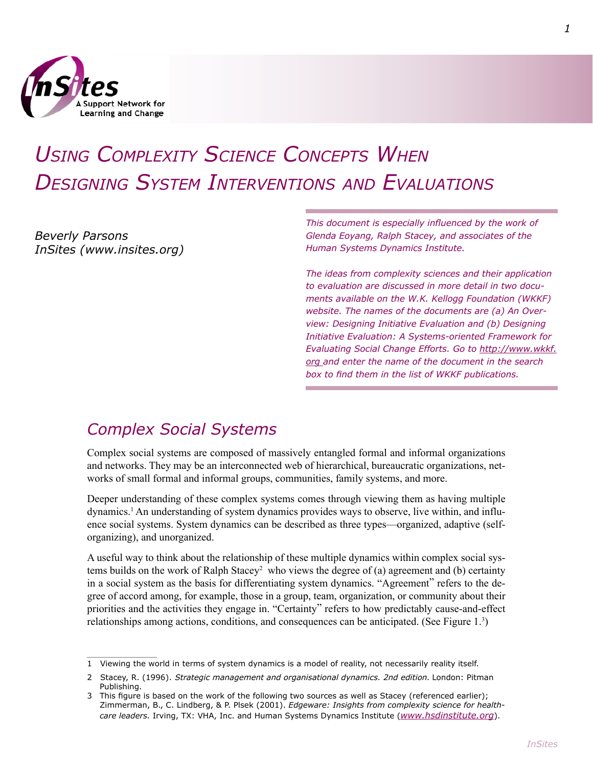# *Using Complexity Science Concepts When Designing System Interventions and Evaluations*

*Beverly Parsons*
*InSites (www.insites.org)*

*This document is especially influenced by the work of Glenda Eoyang, Ralph Stacey, and associates of the Human Systems Dynamics Institute.*

*The ideas from complexity sciences and their application to evaluation are discussed in more detail in two documents available on the W.K. Kellogg Foundation (WKKF) website. The names of the documents are (a) An Overview: Designing Initiative Evaluation and (b) Designing Initiative Evaluation: A Systems-oriented Framework for Evaluating Social Change Efforts. Go to http://www.wkkf.org and enter the name of the document in the search box to find them in the list of WKKF publications.*

## *Complex Social Systems*

Complex social systems are composed of massively entangled formal and informal organizations and networks. They may be an interconnected web of hierarchical, bureaucratic organizations, networks of small formal and informal groups, communities, family systems, and more.

Deeper understanding of these complex systems comes through viewing them as having multiple dynamics.[1] An understanding of system dynamics provides ways to observe, live within, and influence social systems. System dynamics can be described as three types—organized, adaptive (self-organizing), and unorganized.

A useful way to think about the relationship of these multiple dynamics within complex social systems builds on the work of Ralph Stacey[2] who views the degree of (a) agreement and (b) certainty in a social system as the basis for differentiating system dynamics. "Agreement" refers to the degree of accord among, for example, those in a group, team, organization, or community about their priorities and the activities they engage in. "Certainty" refers to how predictably cause-and-effect relationships among actions, conditions, and consequences can be anticipated. (See Figure 1.[3])

---

1 Viewing the world in terms of system dynamics is a model of reality, not necessarily reality itself.

2 Stacey, R. (1996). *Strategic management and organisational dynamics. 2nd edition.* London: Pitman Publishing.

3 This figure is based on the work of the following two sources as well as Stacey (referenced earlier); Zimmerman, B., C. Lindberg, & P. Plsek (2001). *Edgeware: Insights from complexity science for health-care leaders*. Irving, TX: VHA, Inc. and Human Systems Dynamics Institute (*www.hsdinstitute.org*).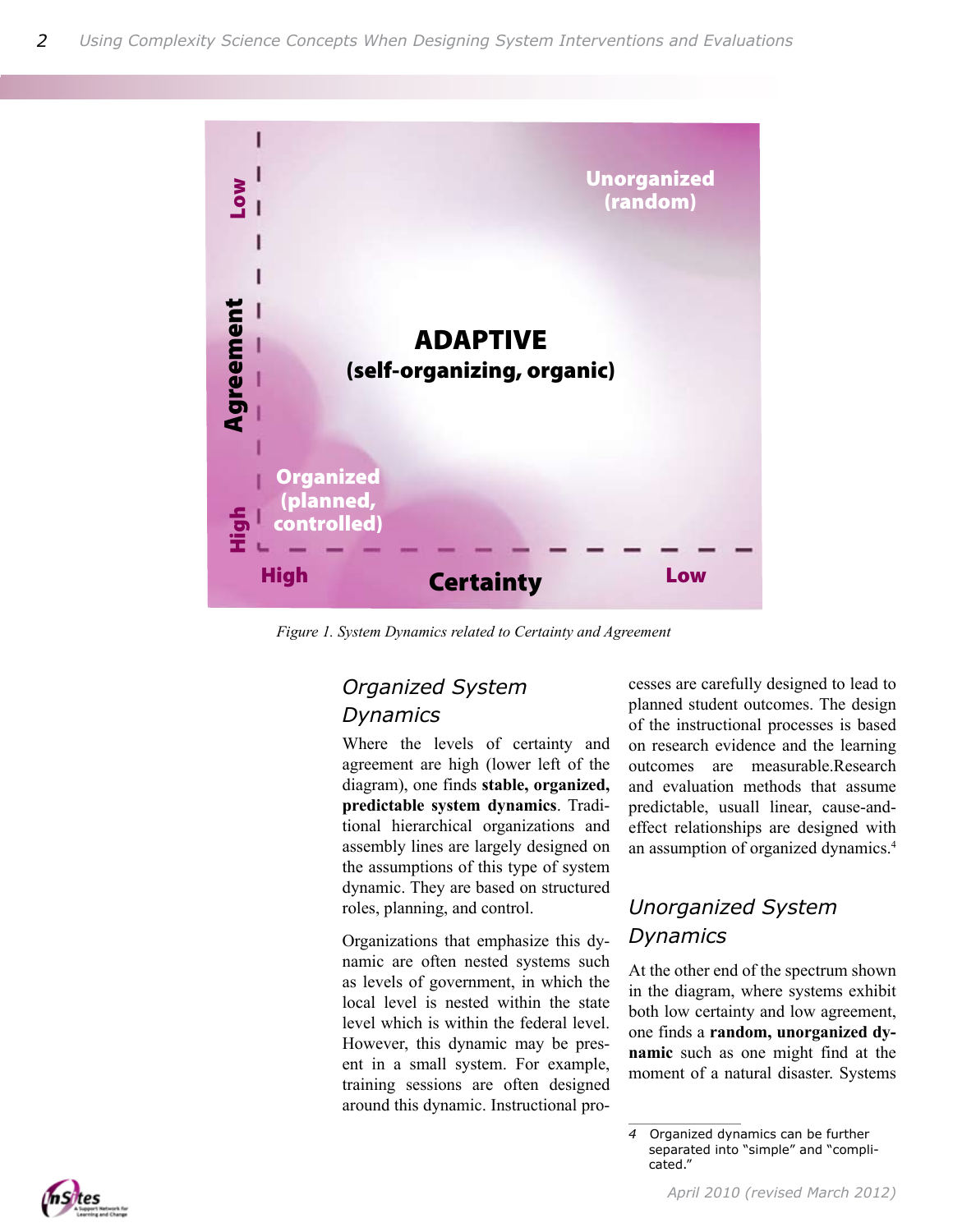Figure 1. System Dynamics related to Certainty and Agreement

## Organized System Dynamics

Where the levels of certainty and agreement are high (lower left of the diagram), one finds **stable, organized, predictable system dynamics**. Traditional hierarchical organizations and assembly lines are largely designed on the assumptions of this type of system dynamic. They are based on structured roles, planning, and control.

Organizations that emphasize this dynamic are often nested systems such as levels of government, in which the local level is nested within the state level which is within the federal level. However, this dynamic may be present in a small system. For example, training sessions are often designed around this dynamic. Instructional processes are carefully designed to lead to planned student outcomes. The design of the instructional processes is based on research evidence and the learning outcomes are measurable.Research and evaluation methods that assume predictable, usuall linear, cause-and-effect relationships are designed with an assumption of organized dynamics.[4]

## Unorganized System Dynamics

At the other end of the spectrum shown in the diagram, where systems exhibit both low certainty and low agreement, one finds a **random, unorganized dynamic** such as one might find at the moment of a natural disaster. Systems

4 Organized dynamics can be further separated into "simple" and "complicated."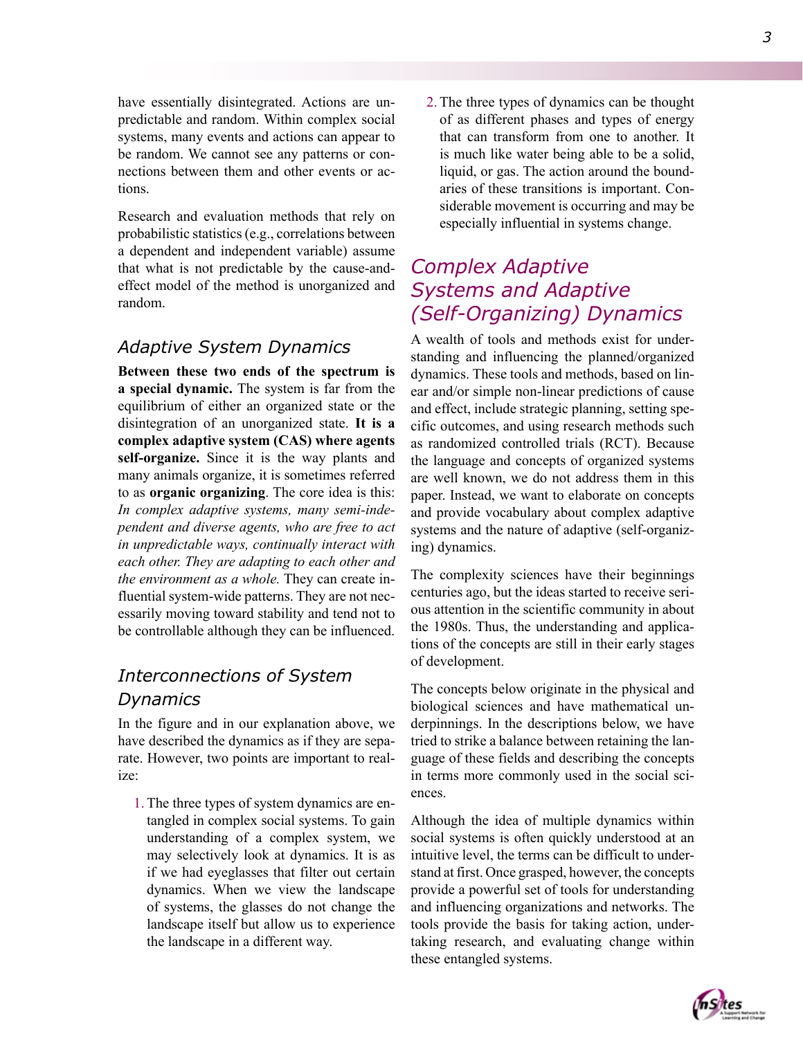have essentially disintegrated. Actions are unpredictable and random. Within complex social systems, many events and actions can appear to be random. We cannot see any patterns or connections between them and other events or actions.

Research and evaluation methods that rely on probabilistic statistics (e.g., correlations between a dependent and independent variable) assume that what is not predictable by the cause-and-effect model of the method is unorganized and random.

### *Adaptive System Dynamics*

**Between these two ends of the spectrum is a special dynamic.** The system is far from the equilibrium of either an organized state or the disintegration of an unorganized state. **It is a complex adaptive system (CAS) where agents self-organize.** Since it is the way plants and many animals organize, it is sometimes referred to as **organic organizing**. The core idea is this: *In complex adaptive systems, many semi-independent and diverse agents, who are free to act in unpredictable ways, continually interact with each other. They are adapting to each other and the environment as a whole.* They can create influential system-wide patterns. They are not necessarily moving toward stability and tend not to be controllable although they can be influenced.

### *Interconnections of System Dynamics*

In the figure and in our explanation above, we have described the dynamics as if they are separate. However, two points are important to realize:

1. The three types of system dynamics are entangled in complex social systems. To gain understanding of a complex system, we may selectively look at dynamics. It is as if we had eyeglasses that filter out certain dynamics. When we view the landscape of systems, the glasses do not change the landscape itself but allow us to experience the landscape in a different way.
2. The three types of dynamics can be thought of as different phases and types of energy that can transform from one to another. It is much like water being able to be a solid, liquid, or gas. The action around the boundaries of these transitions is important. Considerable movement is occurring and may be especially influential in systems change.

## *Complex Adaptive Systems and Adaptive (Self-Organizing) Dynamics*

A wealth of tools and methods exist for understanding and influencing the planned/organized dynamics. These tools and methods, based on linear and/or simple non-linear predictions of cause and effect, include strategic planning, setting specific outcomes, and using research methods such as randomized controlled trials (RCT). Because the language and concepts of organized systems are well known, we do not address them in this paper. Instead, we want to elaborate on concepts and provide vocabulary about complex adaptive systems and the nature of adaptive (self-organizing) dynamics.

The complexity sciences have their beginnings centuries ago, but the ideas started to receive serious attention in the scientific community in about the 1980s. Thus, the understanding and applications of the concepts are still in their early stages of development.

The concepts below originate in the physical and biological sciences and have mathematical underpinnings. In the descriptions below, we have tried to strike a balance between retaining the language of these fields and describing the concepts in terms more commonly used in the social sciences.

Although the idea of multiple dynamics within social systems is often quickly understood at an intuitive level, the terms can be difficult to understand at first. Once grasped, however, the concepts provide a powerful set of tools for understanding and influencing organizations and networks. The tools provide the basis for taking action, undertaking research, and evaluating change within these entangled systems.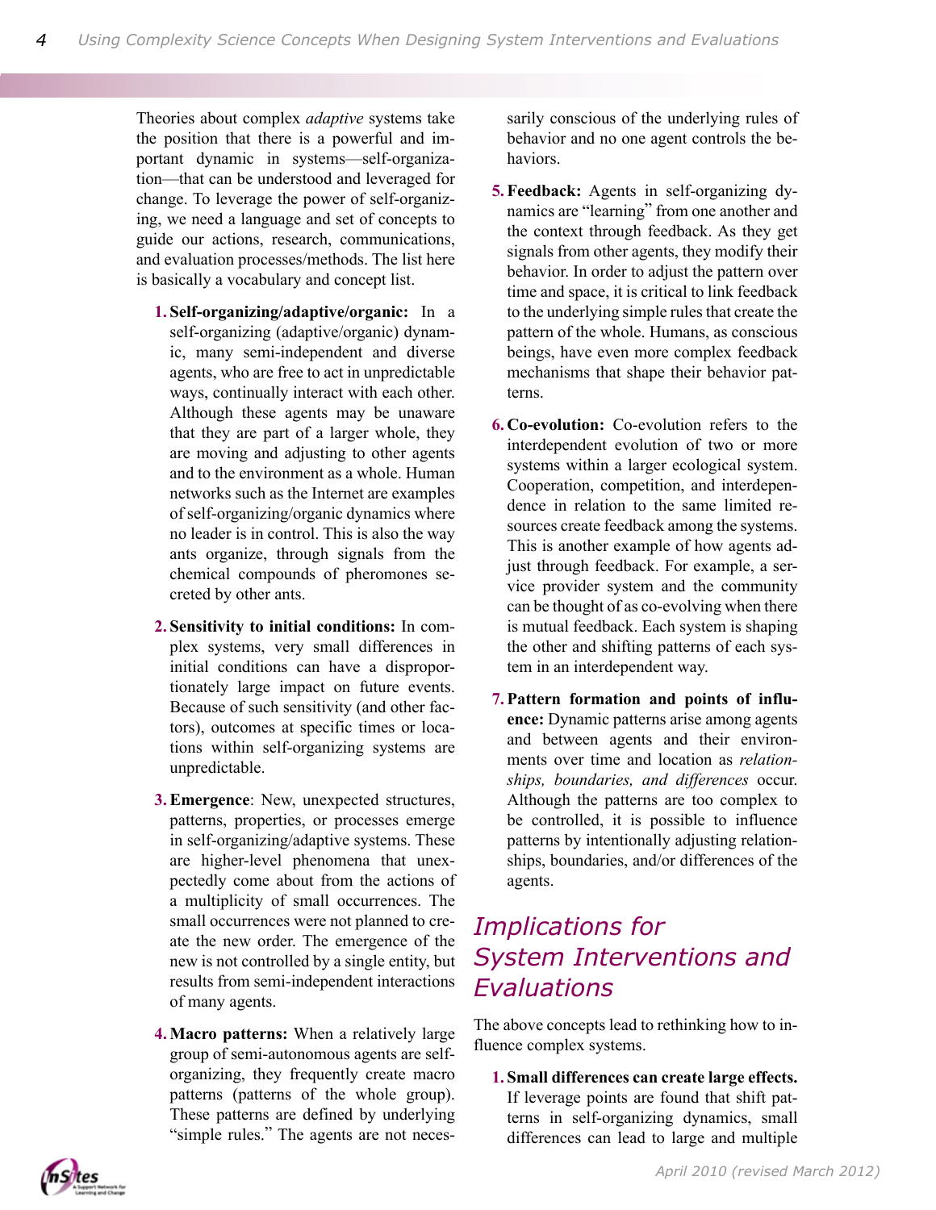Theories about complex *adaptive* systems take the position that there is a powerful and important dynamic in systems—self-organization—that can be understood and leveraged for change. To leverage the power of self-organizing, we need a language and set of concepts to guide our actions, research, communications, and evaluation processes/methods. The list here is basically a vocabulary and concept list.

1. **Self-organizing/adaptive/organic:** In a self-organizing (adaptive/organic) dynamic, many semi-independent and diverse agents, who are free to act in unpredictable ways, continually interact with each other. Although these agents may be unaware that they are part of a larger whole, they are moving and adjusting to other agents and to the environment as a whole. Human networks such as the Internet are examples of self-organizing/organic dynamics where no leader is in control. This is also the way ants organize, through signals from the chemical compounds of pheromones secreted by other ants.

2. **Sensitivity to initial conditions:** In complex systems, very small differences in initial conditions can have a disproportionately large impact on future events. Because of such sensitivity (and other factors), outcomes at specific times or locations within self-organizing systems are unpredictable.

3. **Emergence**: New, unexpected structures, patterns, properties, or processes emerge in self-organizing/adaptive systems. These are higher-level phenomena that unexpectedly come about from the actions of a multiplicity of small occurrences. The small occurrences were not planned to create the new order. The emergence of the new is not controlled by a single entity, but results from semi-independent interactions of many agents.

4. **Macro patterns:** When a relatively large group of semi-autonomous agents are self-organizing, they frequently create macro patterns (patterns of the whole group). These patterns are defined by underlying "simple rules." The agents are not necessarily conscious of the underlying rules of behavior and no one agent controls the behaviors.

5. **Feedback:** Agents in self-organizing dynamics are "learning" from one another and the context through feedback. As they get signals from other agents, they modify their behavior. In order to adjust the pattern over time and space, it is critical to link feedback to the underlying simple rules that create the pattern of the whole. Humans, as conscious beings, have even more complex feedback mechanisms that shape their behavior patterns.

6. **Co-evolution:** Co-evolution refers to the interdependent evolution of two or more systems within a larger ecological system. Cooperation, competition, and interdependence in relation to the same limited resources create feedback among the systems. This is another example of how agents adjust through feedback. For example, a service provider system and the community can be thought of as co-evolving when there is mutual feedback. Each system is shaping the other and shifting patterns of each system in an interdependent way.

7. **Pattern formation and points of influence:** Dynamic patterns arise among agents and between agents and their environments over time and location as *relationships, boundaries, and differences* occur. Although the patterns are too complex to be controlled, it is possible to influence patterns by intentionally adjusting relationships, boundaries, and/or differences of the agents.

## Implications for System Interventions and Evaluations

The above concepts lead to rethinking how to influence complex systems.

1. **Small differences can create large effects.** If leverage points are found that shift patterns in self-organizing dynamics, small differences can lead to large and multiple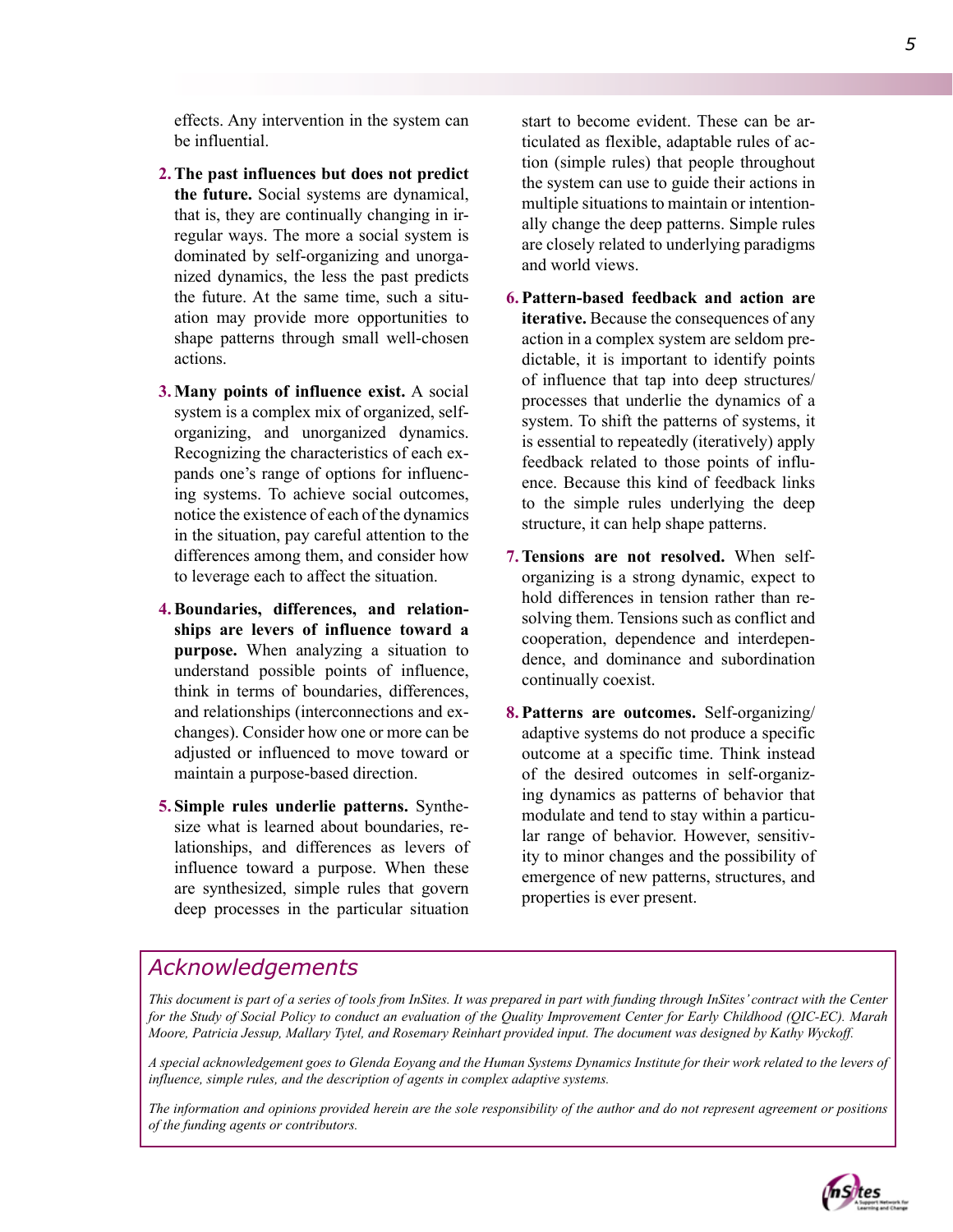effects. Any intervention in the system can be influential.

2. **The past influences but does not predict the future.** Social systems are dynamical, that is, they are continually changing in irregular ways. The more a social system is dominated by self-organizing and unorganized dynamics, the less the past predicts the future. At the same time, such a situation may provide more opportunities to shape patterns through small well-chosen actions.

3. **Many points of influence exist.** A social system is a complex mix of organized, self-organizing, and unorganized dynamics. Recognizing the characteristics of each expands one's range of options for influencing systems. To achieve social outcomes, notice the existence of each of the dynamics in the situation, pay careful attention to the differences among them, and consider how to leverage each to affect the situation.

4. **Boundaries, differences, and relationships are levers of influence toward a purpose.** When analyzing a situation to understand possible points of influence, think in terms of boundaries, differences, and relationships (interconnections and exchanges). Consider how one or more can be adjusted or influenced to move toward or maintain a purpose-based direction.

5. **Simple rules underlie patterns.** Synthesize what is learned about boundaries, relationships, and differences as levers of influence toward a purpose. When these are synthesized, simple rules that govern deep processes in the particular situation start to become evident. These can be articulated as flexible, adaptable rules of action (simple rules) that people throughout the system can use to guide their actions in multiple situations to maintain or intentionally change the deep patterns. Simple rules are closely related to underlying paradigms and world views.

6. **Pattern-based feedback and action are iterative.** Because the consequences of any action in a complex system are seldom predictable, it is important to identify points of influence that tap into deep structures/processes that underlie the dynamics of a system. To shift the patterns of systems, it is essential to repeatedly (iteratively) apply feedback related to those points of influence. Because this kind of feedback links to the simple rules underlying the deep structure, it can help shape patterns.

7. **Tensions are not resolved.** When self-organizing is a strong dynamic, expect to hold differences in tension rather than resolving them. Tensions such as conflict and cooperation, dependence and interdependence, and dominance and subordination continually coexist.

8. **Patterns are outcomes.** Self-organizing/adaptive systems do not produce a specific outcome at a specific time. Think instead of the desired outcomes in self-organizing dynamics as patterns of behavior that modulate and tend to stay within a particular range of behavior. However, sensitivity to minor changes and the possibility of emergence of new patterns, structures, and properties is ever present.

## *Acknowledgements*

*This document is part of a series of tools from InSites. It was prepared in part with funding through InSites' contract with the Center for the Study of Social Policy to conduct an evaluation of the Quality Improvement Center for Early Childhood (QIC-EC). Marah Moore, Patricia Jessup, Mallary Tytel, and Rosemary Reinhart provided input. The document was designed by Kathy Wyckoff.*

*A special acknowledgement goes to Glenda Eoyang and the Human Systems Dynamics Institute for their work related to the levers of influence, simple rules, and the description of agents in complex adaptive systems.*

*The information and opinions provided herein are the sole responsibility of the author and do not represent agreement or positions of the funding agents or contributors.*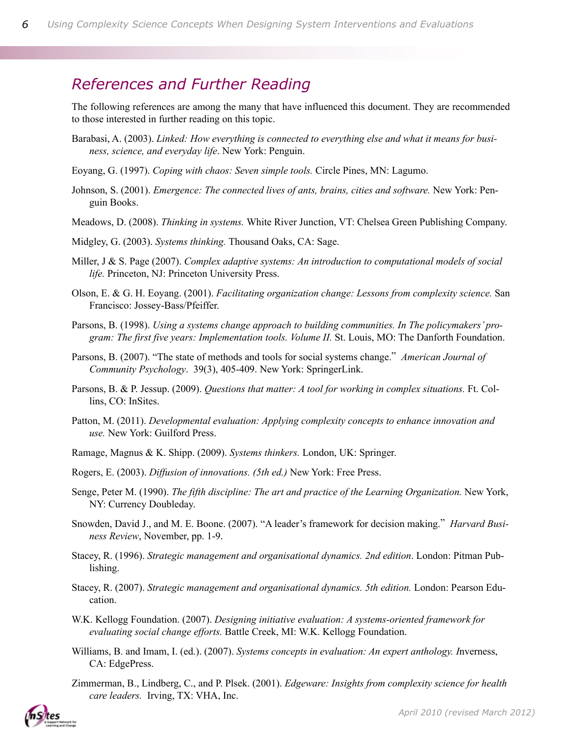## References and Further Reading

The following references are among the many that have influenced this document. They are recommended to those interested in further reading on this topic.

Barabasi, A. (2003). *Linked: How everything is connected to everything else and what it means for business, science, and everyday life*. New York: Penguin.

Eoyang, G. (1997). *Coping with chaos: Seven simple tools.* Circle Pines, MN: Lagumo.

Johnson, S. (2001). *Emergence: The connected lives of ants, brains, cities and software.* New York: Penguin Books.

Meadows, D. (2008). *Thinking in systems.* White River Junction, VT: Chelsea Green Publishing Company.

Midgley, G. (2003). *Systems thinking.* Thousand Oaks, CA: Sage.

Miller, J & S. Page (2007). *Complex adaptive systems: An introduction to computational models of social life.* Princeton, NJ: Princeton University Press.

Olson, E. & G. H. Eoyang. (2001). *Facilitating organization change: Lessons from complexity science.* San Francisco: Jossey-Bass/Pfeiffer.

Parsons, B. (1998). *Using a systems change approach to building communities. In The policymakers' program: The first five years: Implementation tools. Volume II.* St. Louis, MO: The Danforth Foundation.

Parsons, B. (2007). "The state of methods and tools for social systems change." *American Journal of Community Psychology*. 39(3), 405-409. New York: SpringerLink.

Parsons, B. & P. Jessup. (2009). *Questions that matter: A tool for working in complex situations.* Ft. Collins, CO: InSites.

Patton, M. (2011). *Developmental evaluation: Applying complexity concepts to enhance innovation and use.* New York: Guilford Press.

Ramage, Magnus & K. Shipp. (2009). *Systems thinkers.* London, UK: Springer.

Rogers, E. (2003). *Diffusion of innovations. (5th ed.)* New York: Free Press.

Senge, Peter M. (1990). *The fifth discipline: The art and practice of the Learning Organization.* New York, NY: Currency Doubleday.

Snowden, David J., and M. E. Boone. (2007). "A leader's framework for decision making." *Harvard Business Review*, November, pp. 1-9.

Stacey, R. (1996). *Strategic management and organisational dynamics. 2nd edition*. London: Pitman Publishing.

Stacey, R. (2007). *Strategic management and organisational dynamics. 5th edition.* London: Pearson Education.

W.K. Kellogg Foundation. (2007). *Designing initiative evaluation: A systems-oriented framework for evaluating social change efforts.* Battle Creek, MI: W.K. Kellogg Foundation.

Williams, B. and Imam, I. (ed.). (2007). *Systems concepts in evaluation: An expert anthology.* Inverness, CA: EdgePress.

Zimmerman, B., Lindberg, C., and P. Plsek. (2001). *Edgeware: Insights from complexity science for health care leaders.* Irving, TX: VHA, Inc.

April 2010 (revised March 2012)